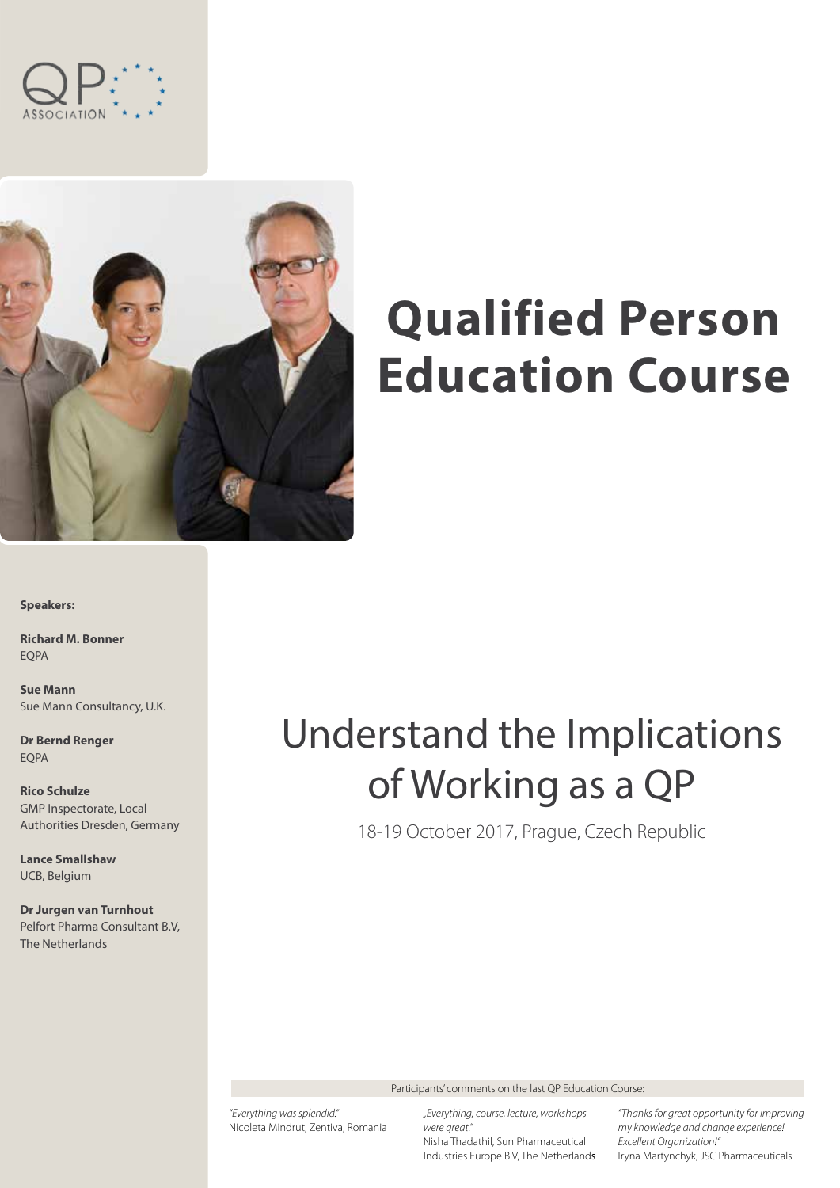QP ASSOCIATION

# Qualified Person Education Course

**Speakers:**

**Richard M. Bonner**
EQPA

**Sue Mann**
Sue Mann Consultancy, U.K.

**Dr Bernd Renger**
EQPA

**Rico Schulze**
GMP Inspectorate, Local Authorities Dresden, Germany

**Lance Smallshaw**
UCB, Belgium

**Dr Jurgen van Turnhout**
Pelfort Pharma Consultant B.V, The Netherlands

## Understand the Implications of Working as a QP

18-19 October 2017, Prague, Czech Republic

Participants' comments on the last QP Education Course:

*"Everything was splendid."*
Nicoleta Mindrut, Zentiva, Romania

*„Everything, course, lecture, workshops were great."*
Nisha Thadathil, Sun Pharmaceutical Industries Europe B V, The Netherlands

*"Thanks for great opportunity for improving my knowledge and change experience! Excellent Organization!"*
Iryna Martynchyk, JSC Pharmaceuticals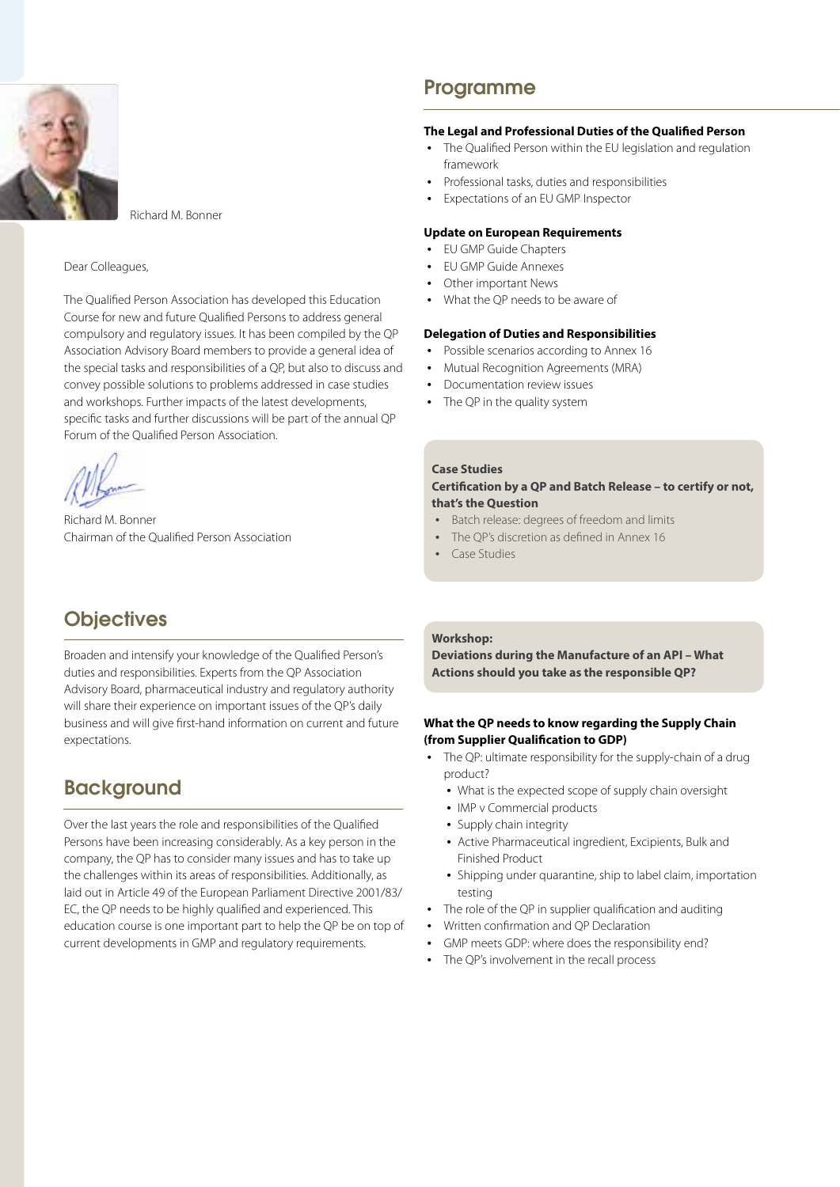Richard M. Bonner

Dear Colleagues,

The Qualified Person Association has developed this Education Course for new and future Qualified Persons to address general compulsory and regulatory issues. It has been compiled by the QP Association Advisory Board members to provide a general idea of the special tasks and responsibilities of a QP, but also to discuss and convey possible solutions to problems addressed in case studies and workshops. Further impacts of the latest developments, specific tasks and further discussions will be part of the annual QP Forum of the Qualified Person Association.

Richard M. Bonner
Chairman of the Qualified Person Association

## Objectives

Broaden and intensify your knowledge of the Qualified Person's duties and responsibilities. Experts from the QP Association Advisory Board, pharmaceutical industry and regulatory authority will share their experience on important issues of the QP's daily business and will give first-hand information on current and future expectations.

## Background

Over the last years the role and responsibilities of the Qualified Persons have been increasing considerably. As a key person in the company, the QP has to consider many issues and has to take up the challenges within its areas of responsibilities. Additionally, as laid out in Article 49 of the European Parliament Directive 2001/83/EC, the QP needs to be highly qualified and experienced. This education course is one important part to help the QP be on top of current developments in GMP and regulatory requirements.

## Programme

**The Legal and Professional Duties of the Qualified Person**

- The Qualified Person within the EU legislation and regulation framework
- Professional tasks, duties and responsibilities
- Expectations of an EU GMP Inspector

**Update on European Requirements**

- EU GMP Guide Chapters
- EU GMP Guide Annexes
- Other important News
- What the QP needs to be aware of

**Delegation of Duties and Responsibilities**

- Possible scenarios according to Annex 16
- Mutual Recognition Agreements (MRA)
- Documentation review issues
- The QP in the quality system

**Case Studies**
**Certification by a QP and Batch Release – to certify or not, that's the Question**

- Batch release: degrees of freedom and limits
- The QP's discretion as defined in Annex 16
- Case Studies

**Workshop:**
**Deviations during the Manufacture of an API – What Actions should you take as the responsible QP?**

**What the QP needs to know regarding the Supply Chain (from Supplier Qualification to GDP)**

- The QP: ultimate responsibility for the supply-chain of a drug product?
  - What is the expected scope of supply chain oversight
  - IMP v Commercial products
  - Supply chain integrity
  - Active Pharmaceutical ingredient, Excipients, Bulk and Finished Product
  - Shipping under quarantine, ship to label claim, importation testing
- The role of the QP in supplier qualification and auditing
- Written confirmation and QP Declaration
- GMP meets GDP: where does the responsibility end?
- The QP's involvement in the recall process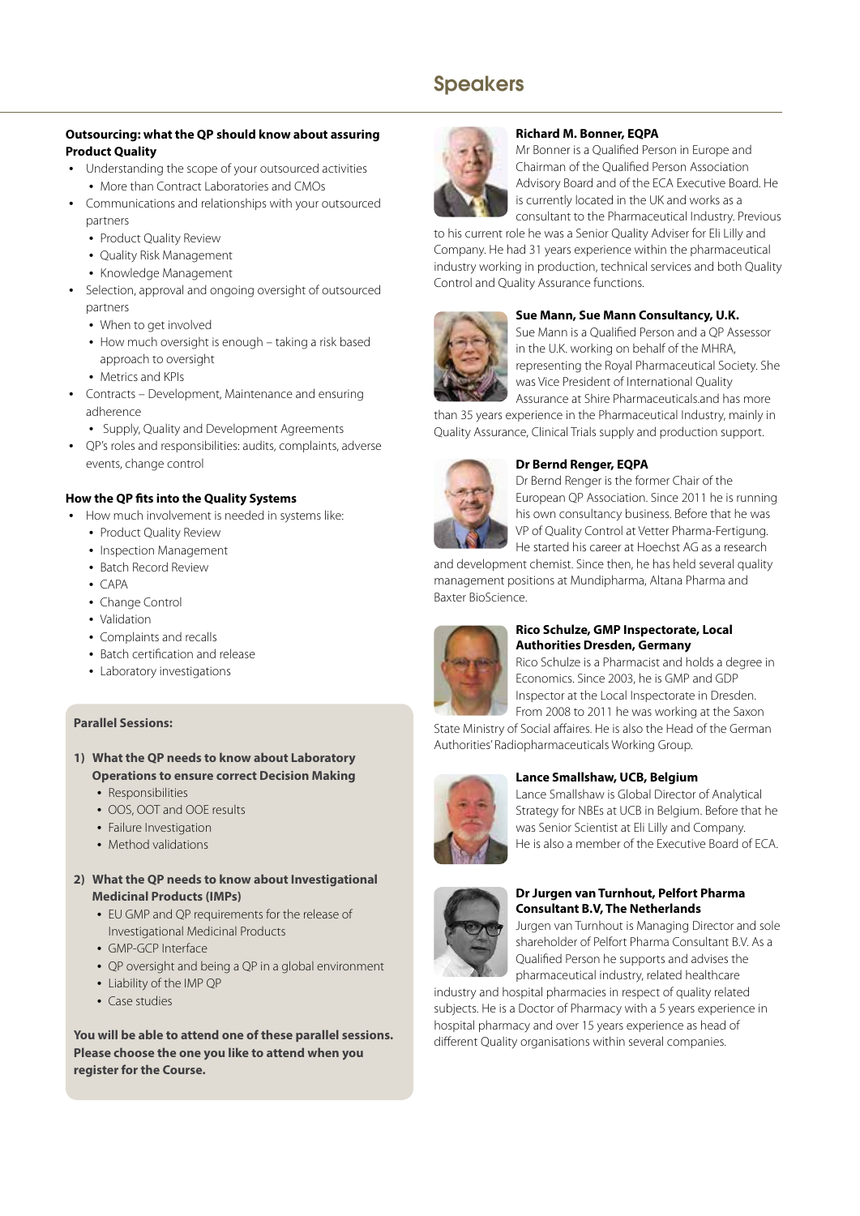## Outsourcing: what the QP should know about assuring Product Quality

- Understanding the scope of your outsourced activities
  - More than Contract Laboratories and CMOs
- Communications and relationships with your outsourced partners
  - Product Quality Review
  - Quality Risk Management
  - Knowledge Management
- Selection, approval and ongoing oversight of outsourced partners
  - When to get involved
  - How much oversight is enough – taking a risk based approach to oversight
  - Metrics and KPIs
- Contracts – Development, Maintenance and ensuring adherence
  - Supply, Quality and Development Agreements
- QP's roles and responsibilities: audits, complaints, adverse events, change control

## How the QP fits into the Quality Systems

- How much involvement is needed in systems like:
  - Product Quality Review
  - Inspection Management
  - Batch Record Review
  - CAPA
  - Change Control
  - Validation
  - Complaints and recalls
  - Batch certification and release
  - Laboratory investigations

**Parallel Sessions:**

**1) What the QP needs to know about Laboratory Operations to ensure correct Decision Making**

- Responsibilities
- OOS, OOT and OOE results
- Failure Investigation
- Method validations

**2) What the QP needs to know about Investigational Medicinal Products (IMPs)**

- EU GMP and QP requirements for the release of Investigational Medicinal Products
- GMP-GCP Interface
- QP oversight and being a QP in a global environment
- Liability of the IMP QP
- Case studies

**You will be able to attend one of these parallel sessions. Please choose the one you like to attend when you register for the Course.**

# Speakers

**Richard M. Bonner, EQPA**

Mr Bonner is a Qualified Person in Europe and Chairman of the Qualified Person Association Advisory Board and of the ECA Executive Board. He is currently located in the UK and works as a consultant to the Pharmaceutical Industry. Previous to his current role he was a Senior Quality Adviser for Eli Lilly and Company. He had 31 years experience within the pharmaceutical industry working in production, technical services and both Quality Control and Quality Assurance functions.

**Sue Mann, Sue Mann Consultancy, U.K.**

Sue Mann is a Qualified Person and a QP Assessor in the U.K. working on behalf of the MHRA, representing the Royal Pharmaceutical Society. She was Vice President of International Quality Assurance at Shire Pharmaceuticals.and has more than 35 years experience in the Pharmaceutical Industry, mainly in Quality Assurance, Clinical Trials supply and production support.

**Dr Bernd Renger, EQPA**

Dr Bernd Renger is the former Chair of the European QP Association. Since 2011 he is running his own consultancy business. Before that he was VP of Quality Control at Vetter Pharma-Fertigung. He started his career at Hoechst AG as a research and development chemist. Since then, he has held several quality management positions at Mundipharma, Altana Pharma and Baxter BioScience.

**Rico Schulze, GMP Inspectorate, Local Authorities Dresden, Germany**

Rico Schulze is a Pharmacist and holds a degree in Economics. Since 2003, he is GMP and GDP Inspector at the Local Inspectorate in Dresden. From 2008 to 2011 he was working at the Saxon State Ministry of Social affaires. He is also the Head of the German Authorities' Radiopharmaceuticals Working Group.

**Lance Smallshaw, UCB, Belgium**

Lance Smallshaw is Global Director of Analytical Strategy for NBEs at UCB in Belgium. Before that he was Senior Scientist at Eli Lilly and Company. He is also a member of the Executive Board of ECA.

**Dr Jurgen van Turnhout, Pelfort Pharma Consultant B.V, The Netherlands**

Jurgen van Turnhout is Managing Director and sole shareholder of Pelfort Pharma Consultant B.V. As a Qualified Person he supports and advises the pharmaceutical industry, related healthcare industry and hospital pharmacies in respect of quality related subjects. He is a Doctor of Pharmacy with a 5 years experience in hospital pharmacy and over 15 years experience as head of different Quality organisations within several companies.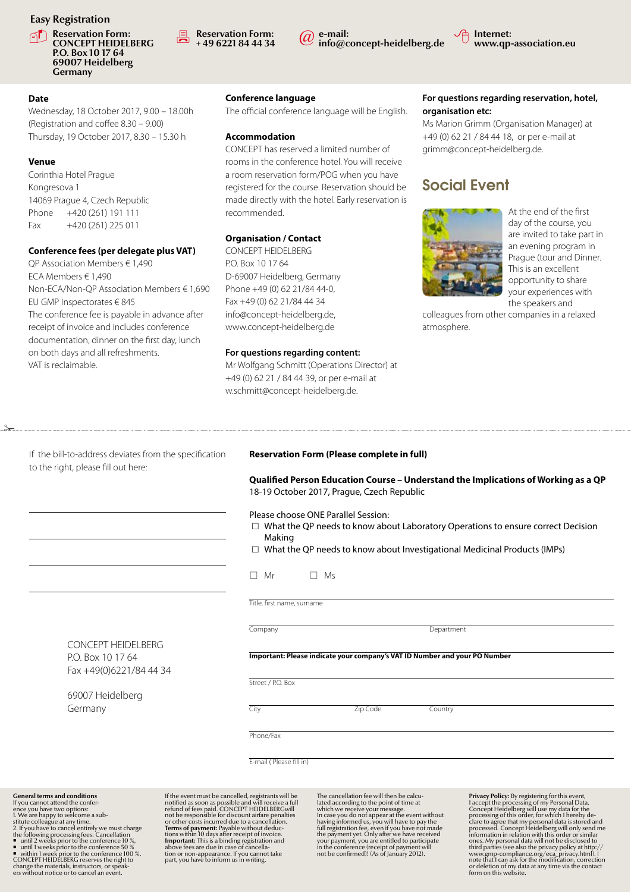## Easy Registration

Reservation Form: CONCEPT HEIDELBERG P.O. Box 10 17 64 69007 Heidelberg Germany

Reservation Form: + 49 6221 84 44 34

e-mail: info@concept-heidelberg.de

Internet: www.qp-association.eu

### Date

Wednesday, 18 October 2017, 9.00 – 18.00h (Registration and coffee 8.30 – 9.00)
Thursday, 19 October 2017, 8.30 – 15.30 h

### Venue

Corinthia Hotel Prague
Kongresova 1
14069 Prague 4, Czech Republic
Phone +420 (261) 191 111
Fax +420 (261) 225 011

### Conference fees (per delegate plus VAT)

QP Association Members € 1,490
ECA Members € 1,490
Non-ECA/Non-QP Association Members € 1,690
EU GMP Inspectorates € 845
The conference fee is payable in advance after receipt of invoice and includes conference documentation, dinner on the first day, lunch on both days and all refreshments.
VAT is reclaimable.

### Conference language

The official conference language will be English.

### Accommodation

CONCEPT has reserved a limited number of rooms in the conference hotel. You will receive a room reservation form/POG when you have registered for the course. Reservation should be made directly with the hotel. Early reservation is recommended.

### Organisation / Contact

CONCEPT HEIDELBERG
P.O. Box 10 17 64
D-69007 Heidelberg, Germany
Phone +49 (0) 62 21/84 44-0,
Fax +49 (0) 62 21/84 44 34
info@concept-heidelberg.de,
www.concept-heidelberg.de

### For questions regarding content:

Mr Wolfgang Schmitt (Operations Director) at +49 (0) 62 21 / 84 44 39, or per e-mail at w.schmitt@concept-heidelberg.de.

### For questions regarding reservation, hotel, organisation etc:

Ms Marion Grimm (Organisation Manager) at +49 (0) 62 21 / 84 44 18, or per e-mail at grimm@concept-heidelberg.de.

## Social Event

At the end of the first day of the course, you are invited to take part in an evening program in Prague (tour and Dinner. This is an excellent opportunity to share your experiences with the speakers and colleagues from other companies in a relaxed atmosphere.

---

If the bill-to-address deviates from the specification to the right, please fill out here:

CONCEPT HEIDELBERG
P.O. Box 10 17 64
Fax +49(0)6221/84 44 34

69007 Heidelberg
Germany

**Reservation Form (Please complete in full)**

**Qualified Person Education Course – Understand the Implications of Working as a QP**
18-19 October 2017, Prague, Czech Republic

Please choose ONE Parallel Session:

- ☐ What the QP needs to know about Laboratory Operations to ensure correct Decision Making
- ☐ What the QP needs to know about Investigational Medicinal Products (IMPs)

☐ Mr ☐ Ms

Title, first name, surname

Company Department

**Important: Please indicate your company's VAT ID Number and your PO Number**

Street / P.O. Box

City Zip Code Country

Phone/Fax

E-mail ( Please fill in)

**General terms and conditions**
If you cannot attend the conference you have two options:
1. We are happy to welcome a substitute colleague at any time.
2. If you have to cancel entirely we must charge the following processing fees: Cancellation
- until 2 weeks prior to the conference 10 %,
- until 1 weeks prior to the conference 50 %
- within 1 week prior to the conference 100 %.

CONCEPT HEIDELBERG reserves the right to change the materials, instructors, or speakers without notice or to cancel an event.

If the event must be cancelled, registrants will be notified as soon as possible and will receive a full refund of fees paid. CONCEPT HEIDELBERGwill not be responsible for discount airfare penalties or other costs incurred due to a cancellation.
**Terms of payment:** Payable without deductions within 10 days after receipt of invoice.
**Important:** This is a binding registration and above fees are due in case of cancellation or non-appearance. If you cannot take part, you have to inform us in writing.

The cancellation fee will then be calculated according to the point of time at which we receive your message.
In case you do not appear at the event without having informed us, you will have to pay the full registration fee, even if you have not made the payment yet. Only after we have received your payment, you are entitled to participate in the conference (receipt of payment will not be confirmed)! (As of January 2012).

**Privacy Policy:** By registering for this event, I accept the processing of my Personal Data. Concept Heidelberg will use my data for the processing of this order, for which I hereby declare to agree that my personal data is stored and processed. Concept Heidelberg will only send me information in relation with this order or similar ones. My personal data will not be disclosed to third parties (see also the privacy policy at http://www.gmp-compliance.org/eca_privacy.html). I note that I can ask for the modification, correction or deletion of my data at any time via the contact form on this website.